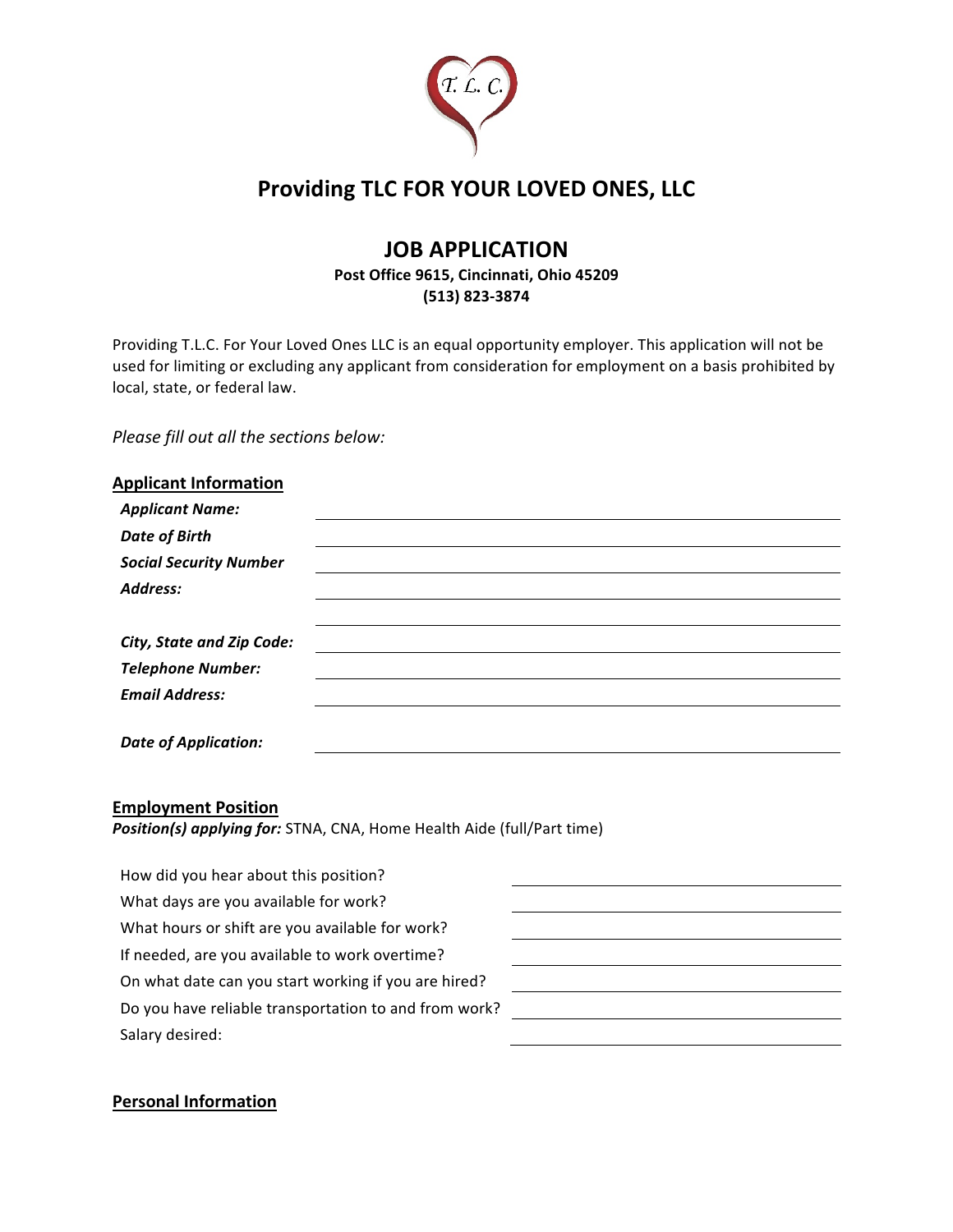# Providing TLC FOR YOUR LOVED ONES, LLC

## JOB APPLICATION

**Post Office 9615, Cincinnati, Ohio 45209**
**(513) 823-3874**

Providing T.L.C. For Your Loved Ones LLC is an equal opportunity employer. This application will not be used for limiting or excluding any applicant from consideration for employment on a basis prohibited by local, state, or federal law.

*Please fill out all the sections below:*

### Applicant Information

| | |
|---|---|
| ***Applicant Name:*** | |
| ***Date of Birth*** | |
| ***Social Security Number*** | |
| ***Address:*** | |
| | |
| ***City, State and Zip Code:*** | |
| ***Telephone Number:*** | |
| ***Email Address:*** | |
| ***Date of Application:*** | |

### Employment Position

***Position(s) applying for:*** STNA, CNA, Home Health Aide (full/Part time)

| | |
|---|---|
| How did you hear about this position? | |
| What days are you available for work? | |
| What hours or shift are you available for work? | |
| If needed, are you available to work overtime? | |
| On what date can you start working if you are hired? | |
| Do you have reliable transportation to and from work? | |
| Salary desired: | |

### Personal Information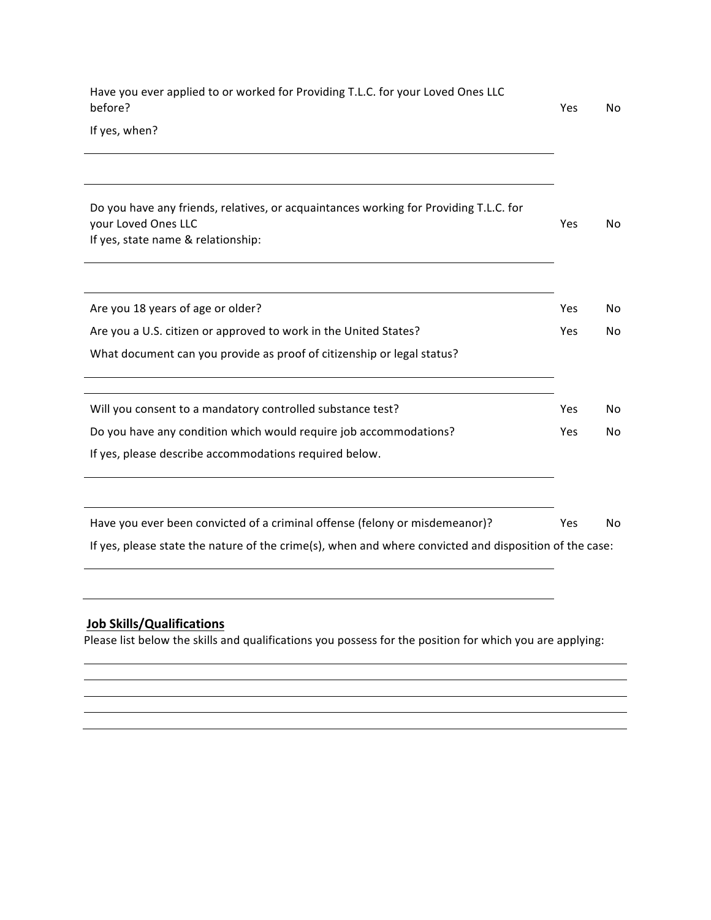Have you ever applied to or worked for Providing T.L.C. for your Loved Ones LLC before? Yes No

If yes, when?

______________________________________________

______________________________________________

Do you have any friends, relatives, or acquaintances working for Providing T.L.C. for your Loved Ones LLC Yes No

If yes, state name & relationship:

______________________________________________

______________________________________________

Are you 18 years of age or older? Yes No

Are you a U.S. citizen or approved to work in the United States? Yes No

What document can you provide as proof of citizenship or legal status?

______________________________________________

______________________________________________

Will you consent to a mandatory controlled substance test? Yes No

Do you have any condition which would require job accommodations? Yes No

If yes, please describe accommodations required below.

______________________________________________

______________________________________________

Have you ever been convicted of a criminal offense (felony or misdemeanor)? Yes No

If yes, please state the nature of the crime(s), when and where convicted and disposition of the case:

______________________________________________

______________________________________________

## Job Skills/Qualifications

Please list below the skills and qualifications you possess for the position for which you are applying:

______________________________________________

______________________________________________

______________________________________________

______________________________________________

______________________________________________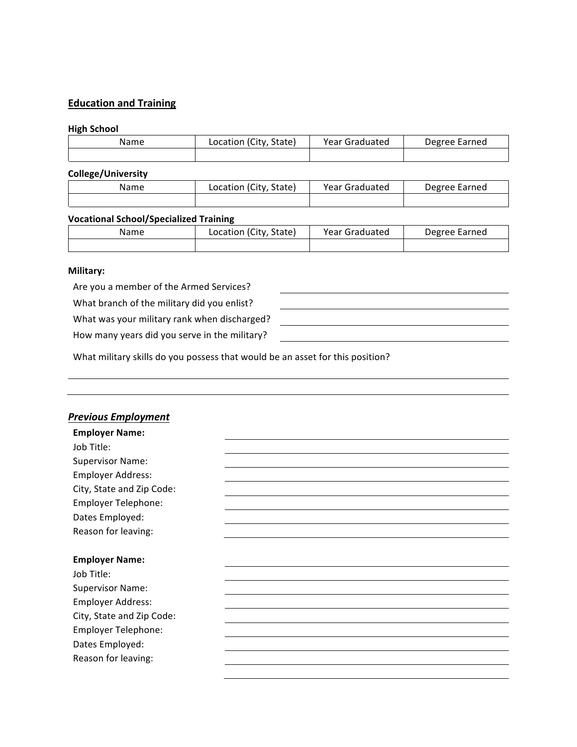## Education and Training

**High School**

| Name | Location (City, State) | Year Graduated | Degree Earned |
| --- | --- | --- | --- |
| | | | |

**College/University**

| Name | Location (City, State) | Year Graduated | Degree Earned |
| --- | --- | --- | --- |
| | | | |

**Vocational School/Specialized Training**

| Name | Location (City, State) | Year Graduated | Degree Earned |
| --- | --- | --- | --- |
| | | | |

**Military:**

Are you a member of the Armed Services? ______________________

What branch of the military did you enlist? ______________________

What was your military rank when discharged? ______________________

How many years did you serve in the military? ______________________

What military skills do you possess that would be an asset for this position?

______________________________________________

______________________________________________

## ***Previous Employment***

**Employer Name:** ______________________

Job Title: ______________________

Supervisor Name: ______________________

Employer Address: ______________________

City, State and Zip Code: ______________________

Employer Telephone: ______________________

Dates Employed: ______________________

Reason for leaving: ______________________

**Employer Name:** ______________________

Job Title: ______________________

Supervisor Name: ______________________

Employer Address: ______________________

City, State and Zip Code: ______________________

Employer Telephone: ______________________

Dates Employed: ______________________

Reason for leaving: ______________________

______________________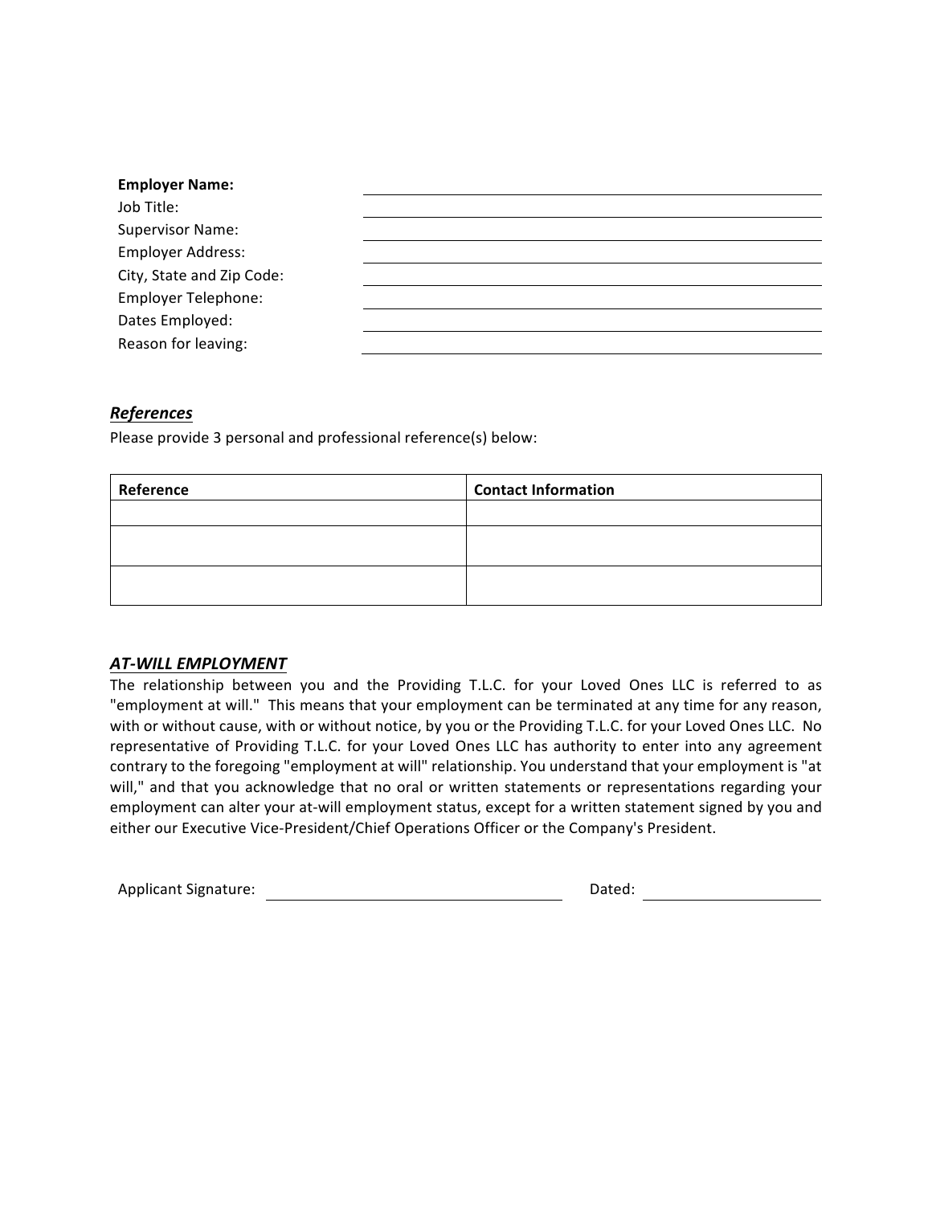**Employer Name:** ______________________________

Job Title: ______________________________

Supervisor Name: ______________________________

Employer Address: ______________________________

City, State and Zip Code: ______________________________

Employer Telephone: ______________________________

Dates Employed: ______________________________

Reason for leaving: ______________________________

## ***References***

Please provide 3 personal and professional reference(s) below:

| **Reference** | **Contact Information** |
| --- | --- |
| | |
| | |
| | |

## ***AT-WILL EMPLOYMENT***

The relationship between you and the Providing T.L.C. for your Loved Ones LLC is referred to as "employment at will." This means that your employment can be terminated at any time for any reason, with or without cause, with or without notice, by you or the Providing T.L.C. for your Loved Ones LLC. No representative of Providing T.L.C. for your Loved Ones LLC has authority to enter into any agreement contrary to the foregoing "employment at will" relationship. You understand that your employment is "at will," and that you acknowledge that no oral or written statements or representations regarding your employment can alter your at-will employment status, except for a written statement signed by you and either our Executive Vice-President/Chief Operations Officer or the Company's President.

Applicant Signature: ______________________________ Dated: ______________